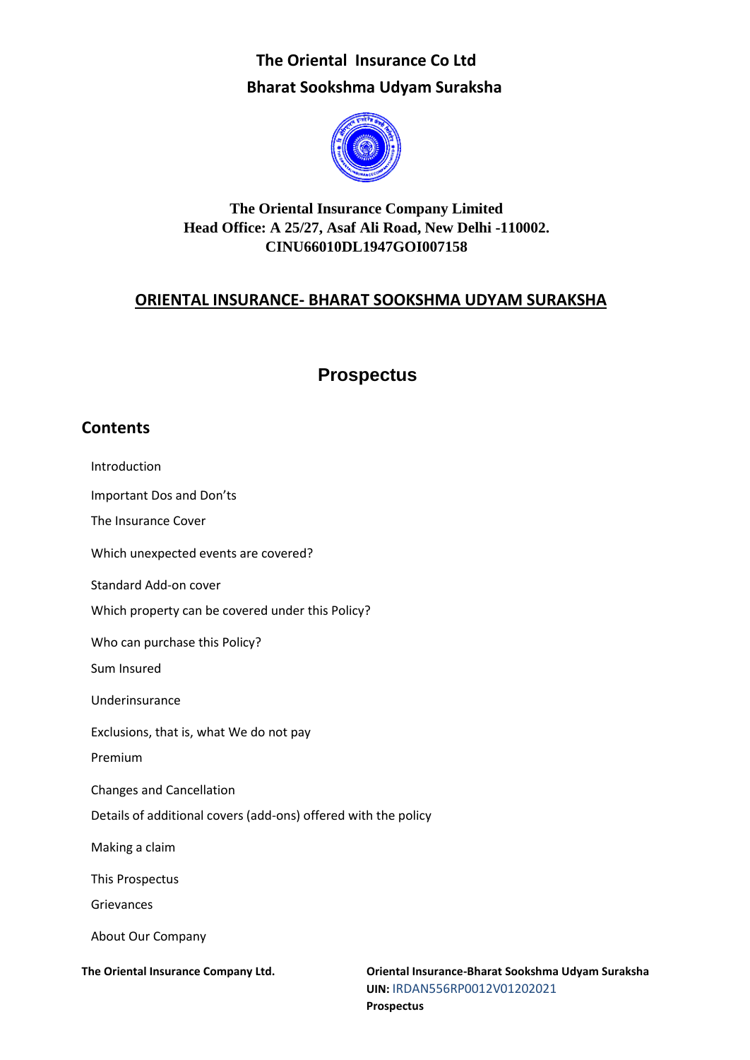**The Oriental Insurance Co Ltd**

**Bharat Sookshma Udyam Suraksha**

**The Oriental Insurance Company Limited**
**Head Office: A 25/27, Asaf Ali Road, New Delhi -110002.**
**CINU66010DL1947GOI007158**

## ORIENTAL INSURANCE- BHARAT SOOKSHMA UDYAM SURAKSHA

# Prospectus

## Contents

- Introduction
- Important Dos and Don'ts
- The Insurance Cover
- Which unexpected events are covered?
- Standard Add-on cover
- Which property can be covered under this Policy?
- Who can purchase this Policy?
- Sum Insured
- Underinsurance
- Exclusions, that is, what We do not pay
- Premium
- Changes and Cancellation
- Details of additional covers (add-ons) offered with the policy
- Making a claim
- This Prospectus
- Grievances
- About Our Company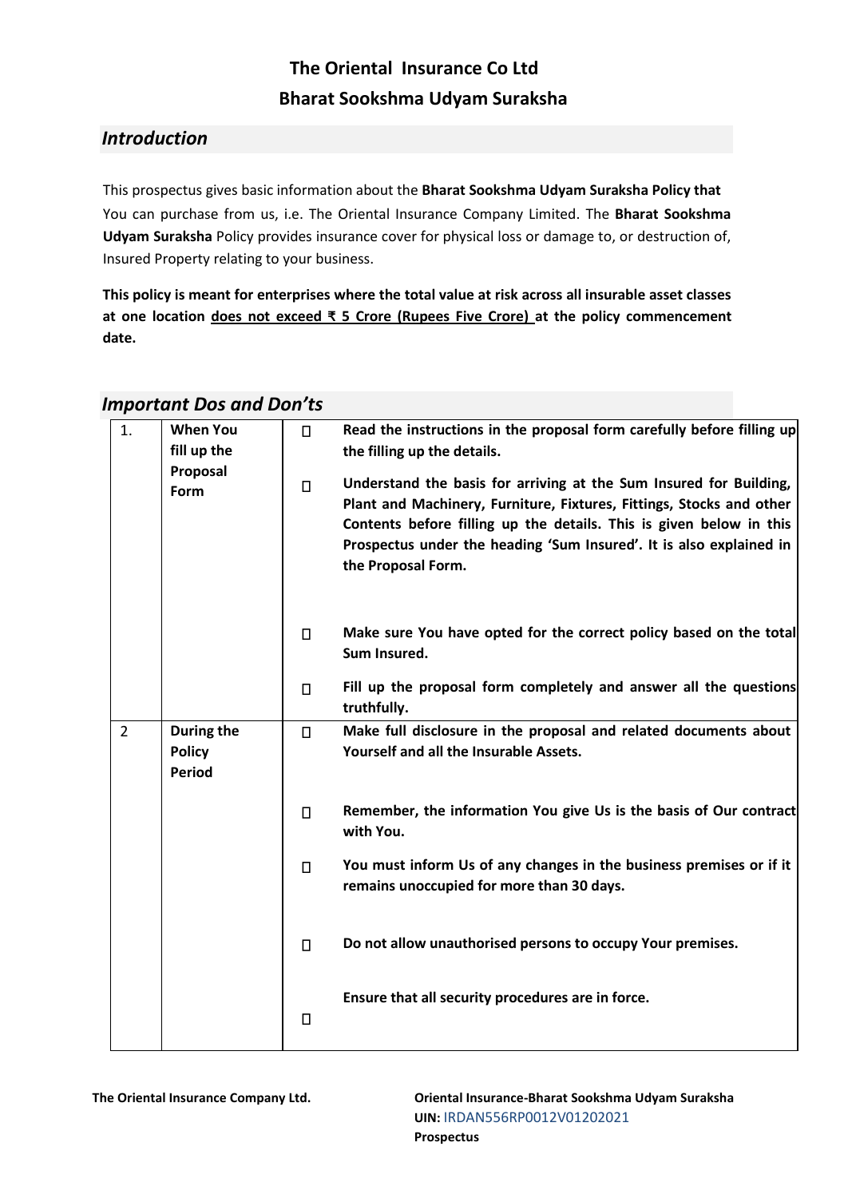# The Oriental Insurance Co Ltd
## Bharat Sookshma Udyam Suraksha

### *Introduction*

This prospectus gives basic information about the **Bharat Sookshma Udyam Suraksha Policy that** You can purchase from us, i.e. The Oriental Insurance Company Limited. The **Bharat Sookshma Udyam Suraksha** Policy provides insurance cover for physical loss or damage to, or destruction of, Insured Property relating to your business.

**This policy is meant for enterprises where the total value at risk across all insurable asset classes at one location <u>does not exceed ₹ 5 Crore (Rupees Five Crore)</u> at the policy commencement date.**

### *Important Dos and Don'ts*

| | | | |
|---|---|---|---|
| 1. | **When You fill up the Proposal Form** | □ | **Read the instructions in the proposal form carefully before filling up the filling up the details.** |
| | | □ | **Understand the basis for arriving at the Sum Insured for Building, Plant and Machinery, Furniture, Fixtures, Fittings, Stocks and other Contents before filling up the details. This is given below in this Prospectus under the heading 'Sum Insured'. It is also explained in the Proposal Form.** |
| | | □ | **Make sure You have opted for the correct policy based on the total Sum Insured.** |
| | | □ | **Fill up the proposal form completely and answer all the questions truthfully.** |
| 2 | **During the Policy Period** | □ | **Make full disclosure in the proposal and related documents about Yourself and all the Insurable Assets.** |
| | | □ | **Remember, the information You give Us is the basis of Our contract with You.** |
| | | □ | **You must inform Us of any changes in the business premises or if it remains unoccupied for more than 30 days.** |
| | | □ | **Do not allow unauthorised persons to occupy Your premises.** |
| | | □ | **Ensure that all security procedures are in force.** |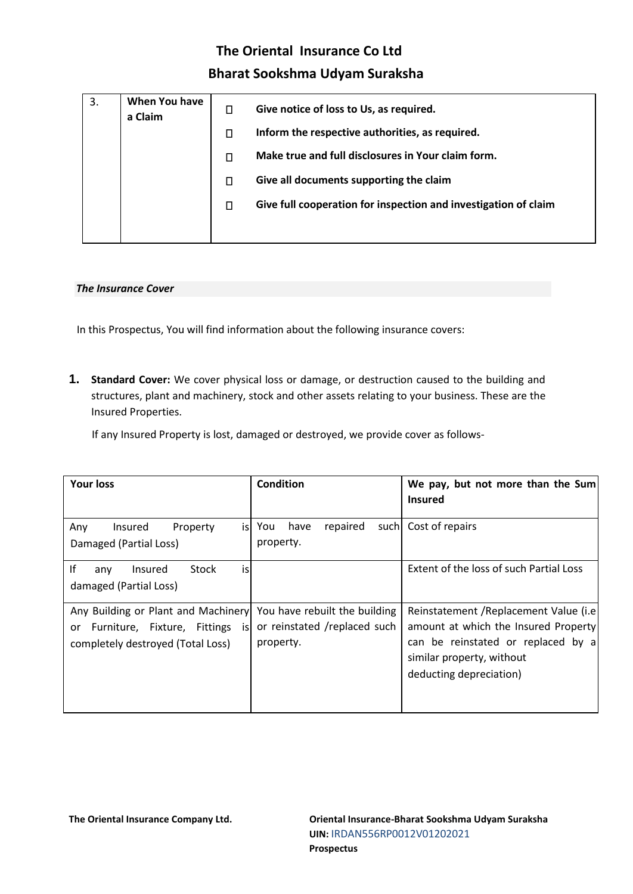| 3. | When You have a Claim | - **Give notice of loss to Us, as required.**<br>- **Inform the respective authorities, as required.**<br>- **Make true and full disclosures in Your claim form.**<br>- **Give all documents supporting the claim**<br>- **Give full cooperation for inspection and investigation of claim** |
|---|---|---|

***The Insurance Cover***

In this Prospectus, You will find information about the following insurance covers:

1. **Standard Cover:** We cover physical loss or damage, or destruction caused to the building and structures, plant and machinery, stock and other assets relating to your business. These are the Insured Properties.

   If any Insured Property is lost, damaged or destroyed, we provide cover as follows-

| **Your loss** | **Condition** | **We pay, but not more than the Sum Insured** |
|---|---|---|
| Any Insured Property is Damaged (Partial Loss) | You have repaired such property. | Cost of repairs |
| If any Insured Stock is damaged (Partial Loss) | | Extent of the loss of such Partial Loss |
| Any Building or Plant and Machinery or Furniture, Fixture, Fittings is completely destroyed (Total Loss) | You have rebuilt the building or reinstated /replaced such property. | Reinstatement /Replacement Value (i.e amount at which the Insured Property can be reinstated or replaced by a similar property, without deducting depreciation) |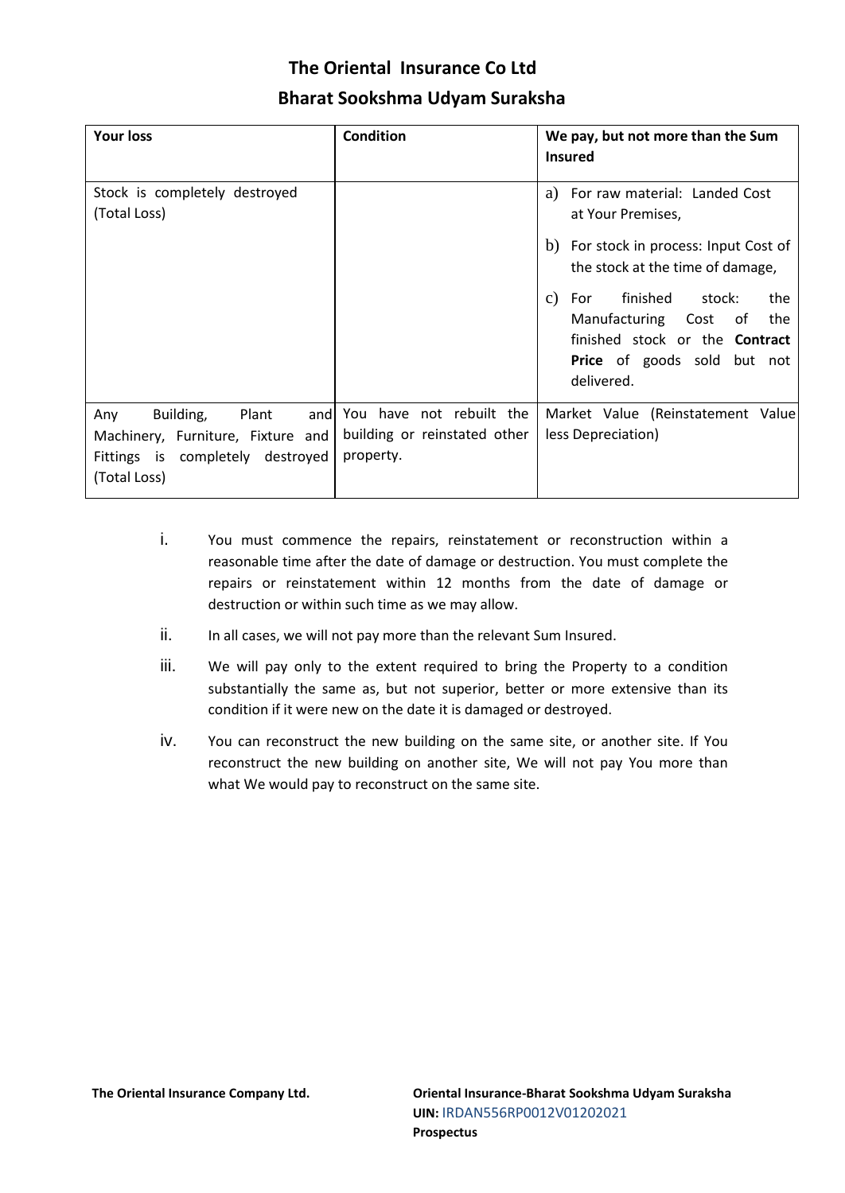| Your loss | Condition | We pay, but not more than the Sum Insured |
|---|---|---|
| Stock is completely destroyed (Total Loss) | | a) For raw material: Landed Cost at Your Premises,<br>b) For stock in process: Input Cost of the stock at the time of damage,<br>c) For finished stock: the Manufacturing Cost of the finished stock or the **Contract Price** of goods sold but not delivered. |
| Any Building, Plant and Machinery, Furniture, Fixture and Fittings is completely destroyed (Total Loss) | You have not rebuilt the building or reinstated other property. | Market Value (Reinstatement Value less Depreciation) |

i. You must commence the repairs, reinstatement or reconstruction within a reasonable time after the date of damage or destruction. You must complete the repairs or reinstatement within 12 months from the date of damage or destruction or within such time as we may allow.

ii. In all cases, we will not pay more than the relevant Sum Insured.

iii. We will pay only to the extent required to bring the Property to a condition substantially the same as, but not superior, better or more extensive than its condition if it were new on the date it is damaged or destroyed.

iv. You can reconstruct the new building on the same site, or another site. If You reconstruct the new building on another site, We will not pay You more than what We would pay to reconstruct on the same site.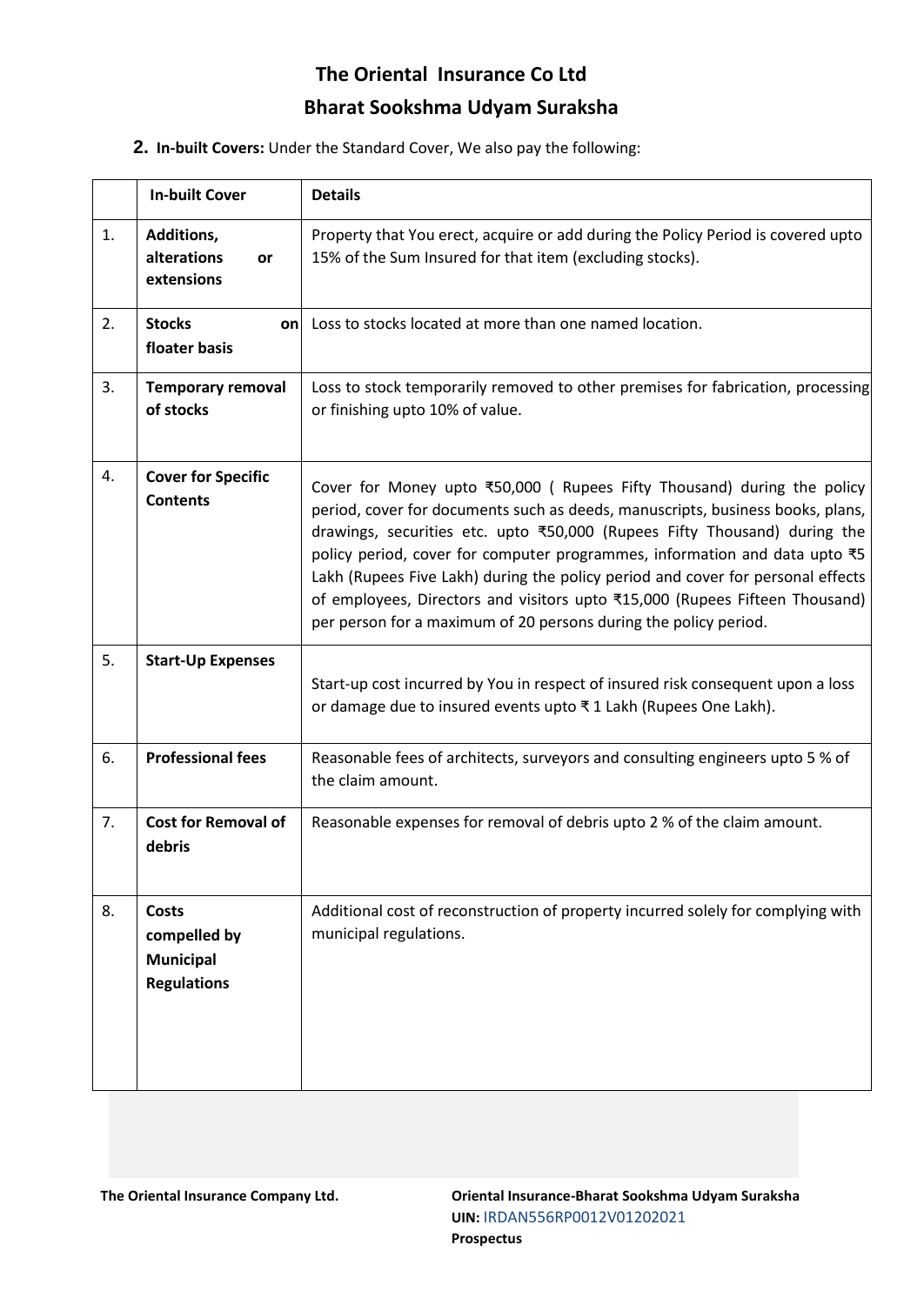**2. In-built Covers:** Under the Standard Cover, We also pay the following:

| | In-built Cover | Details |
|---|---|---|
| 1. | **Additions, alterations or extensions** | Property that You erect, acquire or add during the Policy Period is covered upto 15% of the Sum Insured for that item (excluding stocks). |
| 2. | **Stocks on floater basis** | Loss to stocks located at more than one named location. |
| 3. | **Temporary removal of stocks** | Loss to stock temporarily removed to other premises for fabrication, processing or finishing upto 10% of value. |
| 4. | **Cover for Specific Contents** | Cover for Money upto ₹50,000 ( Rupees Fifty Thousand) during the policy period, cover for documents such as deeds, manuscripts, business books, plans, drawings, securities etc. upto ₹50,000 (Rupees Fifty Thousand) during the policy period, cover for computer programmes, information and data upto ₹5 Lakh (Rupees Five Lakh) during the policy period and cover for personal effects of employees, Directors and visitors upto ₹15,000 (Rupees Fifteen Thousand) per person for a maximum of 20 persons during the policy period. |
| 5. | **Start-Up Expenses** | Start-up cost incurred by You in respect of insured risk consequent upon a loss or damage due to insured events upto ₹ 1 Lakh (Rupees One Lakh). |
| 6. | **Professional fees** | Reasonable fees of architects, surveyors and consulting engineers upto 5 % of the claim amount. |
| 7. | **Cost for Removal of debris** | Reasonable expenses for removal of debris upto 2 % of the claim amount. |
| 8. | **Costs compelled by Municipal Regulations** | Additional cost of reconstruction of property incurred solely for complying with municipal regulations. |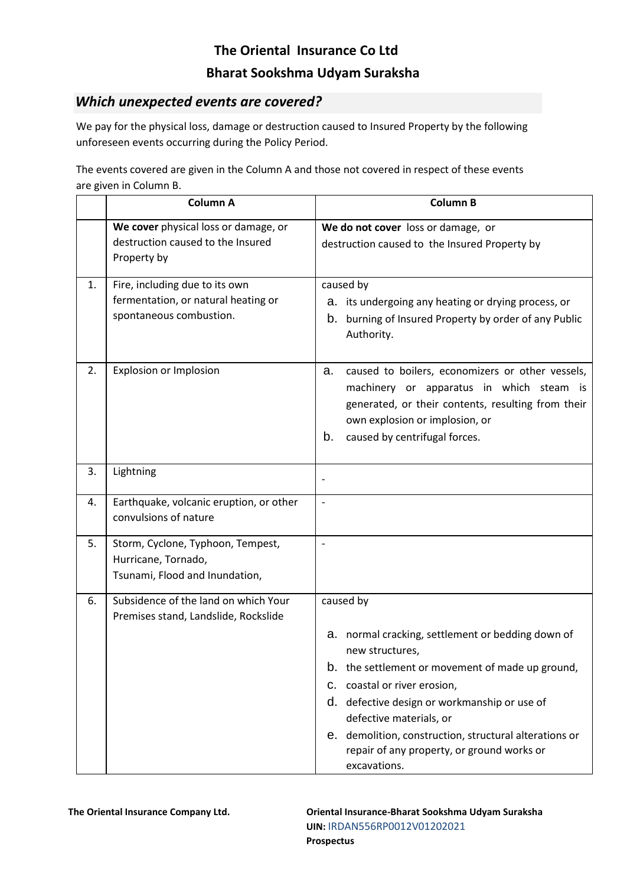## *Which unexpected events are covered?*

We pay for the physical loss, damage or destruction caused to Insured Property by the following unforeseen events occurring during the Policy Period.

The events covered are given in the Column A and those not covered in respect of these events are given in Column B.

| | Column A | Column B |
|---|---|---|
| | **We cover** physical loss or damage, or destruction caused to the Insured Property by | **We do not cover** loss or damage, or destruction caused to the Insured Property by |
| 1. | Fire, including due to its own fermentation, or natural heating or spontaneous combustion. | caused by<br>a. its undergoing any heating or drying process, or<br>b. burning of Insured Property by order of any Public Authority. |
| 2. | Explosion or Implosion | a. caused to boilers, economizers or other vessels, machinery or apparatus in which steam is generated, or their contents, resulting from their own explosion or implosion, or<br>b. caused by centrifugal forces. |
| 3. | Lightning | - |
| 4. | Earthquake, volcanic eruption, or other convulsions of nature | - |
| 5. | Storm, Cyclone, Typhoon, Tempest, Hurricane, Tornado, Tsunami, Flood and Inundation, | - |
| 6. | Subsidence of the land on which Your Premises stand, Landslide, Rockslide | caused by<br>a. normal cracking, settlement or bedding down of new structures,<br>b. the settlement or movement of made up ground,<br>c. coastal or river erosion,<br>d. defective design or workmanship or use of defective materials, or<br>e. demolition, construction, structural alterations or repair of any property, or ground works or excavations. |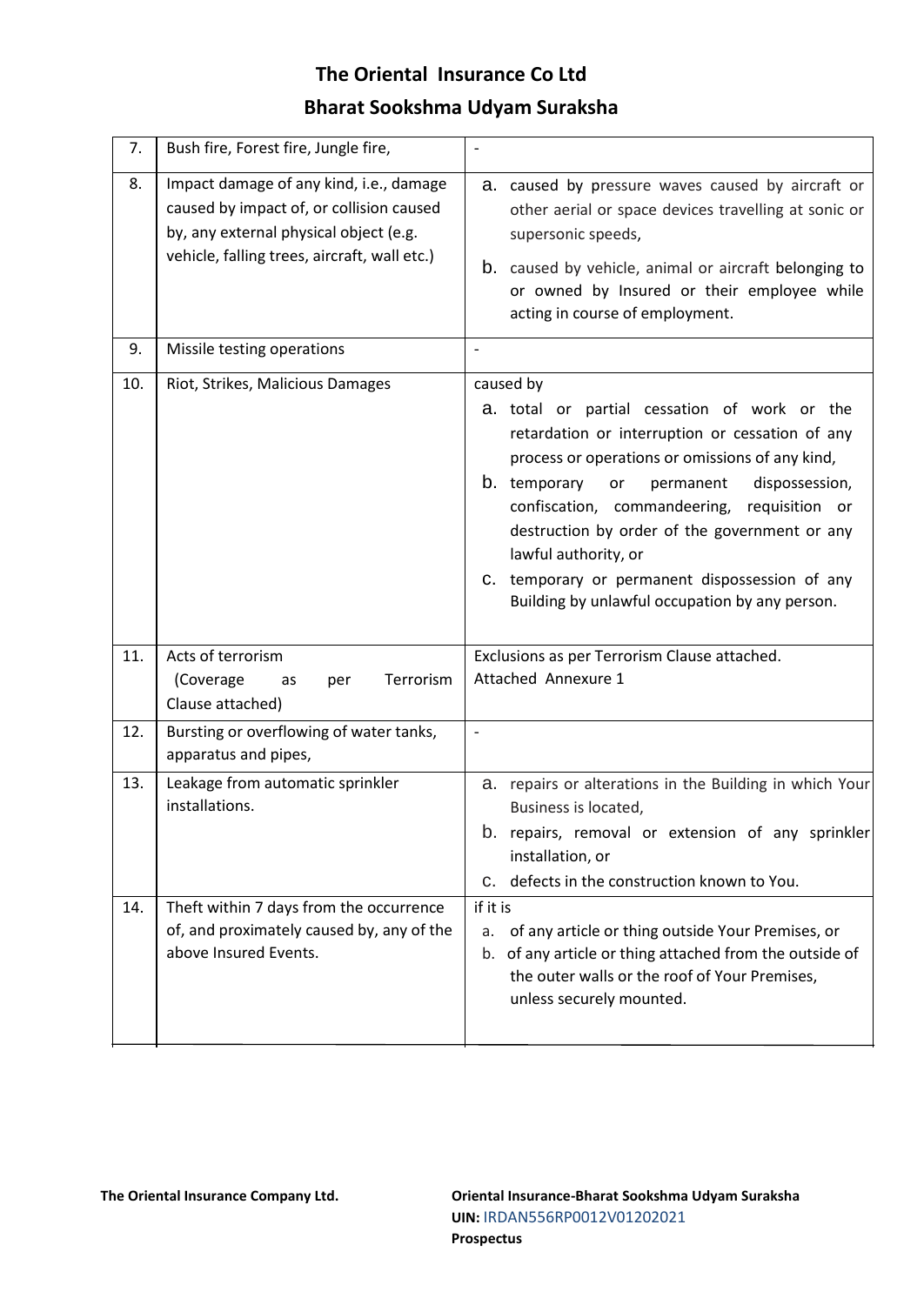| 7. | Bush fire, Forest fire, Jungle fire, | - |
|---|---|---|
| 8. | Impact damage of any kind, i.e., damage caused by impact of, or collision caused by, any external physical object (e.g. vehicle, falling trees, aircraft, wall etc.) | a. caused by pressure waves caused by aircraft or other aerial or space devices travelling at sonic or supersonic speeds,<br>b. caused by vehicle, animal or aircraft belonging to or owned by Insured or their employee while acting in course of employment. |
| 9. | Missile testing operations | - |
| 10. | Riot, Strikes, Malicious Damages | caused by<br>a. total or partial cessation of work or the retardation or interruption or cessation of any process or operations or omissions of any kind,<br>b. temporary or permanent dispossession, confiscation, commandeering, requisition or destruction by order of the government or any lawful authority, or<br>c. temporary or permanent dispossession of any Building by unlawful occupation by any person. |
| 11. | Acts of terrorism<br>(Coverage as per Terrorism Clause attached) | Exclusions as per Terrorism Clause attached.<br>Attached Annexure 1 |
| 12. | Bursting or overflowing of water tanks, apparatus and pipes, | - |
| 13. | Leakage from automatic sprinkler installations. | a. repairs or alterations in the Building in which Your Business is located,<br>b. repairs, removal or extension of any sprinkler installation, or<br>c. defects in the construction known to You. |
| 14. | Theft within 7 days from the occurrence of, and proximately caused by, any of the above Insured Events. | if it is<br>a. of any article or thing outside Your Premises, or<br>b. of any article or thing attached from the outside of the outer walls or the roof of Your Premises, unless securely mounted. |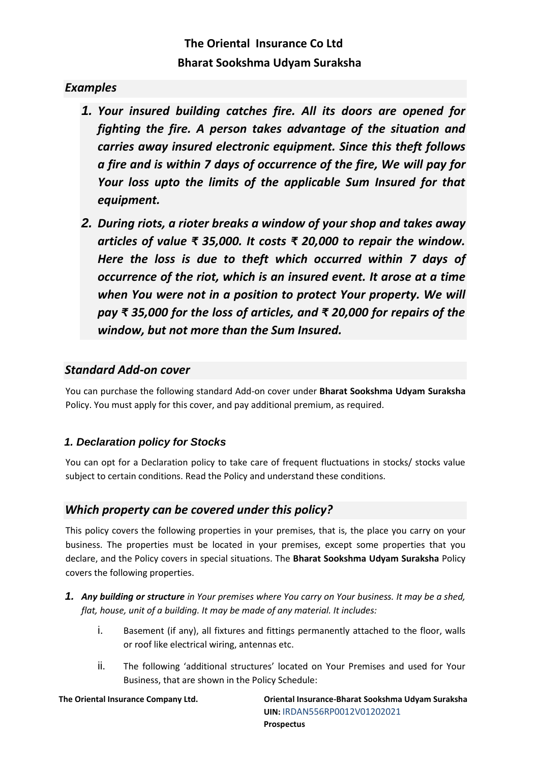## Examples

1. ***Your insured building catches fire. All its doors are opened for fighting the fire. A person takes advantage of the situation and carries away insured electronic equipment. Since this theft follows a fire and is within 7 days of occurrence of the fire, We will pay for Your loss upto the limits of the applicable Sum Insured for that equipment.***
2. ***During riots, a rioter breaks a window of your shop and takes away articles of value ₹ 35,000. It costs ₹ 20,000 to repair the window. Here the loss is due to theft which occurred within 7 days of occurrence of the riot, which is an insured event. It arose at a time when You were not in a position to protect Your property. We will pay ₹ 35,000 for the loss of articles, and ₹ 20,000 for repairs of the window, but not more than the Sum Insured.***

## Standard Add-on cover

You can purchase the following standard Add-on cover under **Bharat Sookshma Udyam Suraksha** Policy. You must apply for this cover, and pay additional premium, as required.

### 1. Declaration policy for Stocks

You can opt for a Declaration policy to take care of frequent fluctuations in stocks/ stocks value subject to certain conditions. Read the Policy and understand these conditions.

## Which property can be covered under this policy?

This policy covers the following properties in your premises, that is, the place you carry on your business. The properties must be located in your premises, except some properties that you declare, and the Policy covers in special situations. The **Bharat Sookshma Udyam Suraksha** Policy covers the following properties.

1. ***Any building or structure*** *in Your premises where You carry on Your business. It may be a shed, flat, house, unit of a building. It may be made of any material. It includes:*
   i. Basement (if any), all fixtures and fittings permanently attached to the floor, walls or roof like electrical wiring, antennas etc.
   ii. The following 'additional structures' located on Your Premises and used for Your Business, that are shown in the Policy Schedule: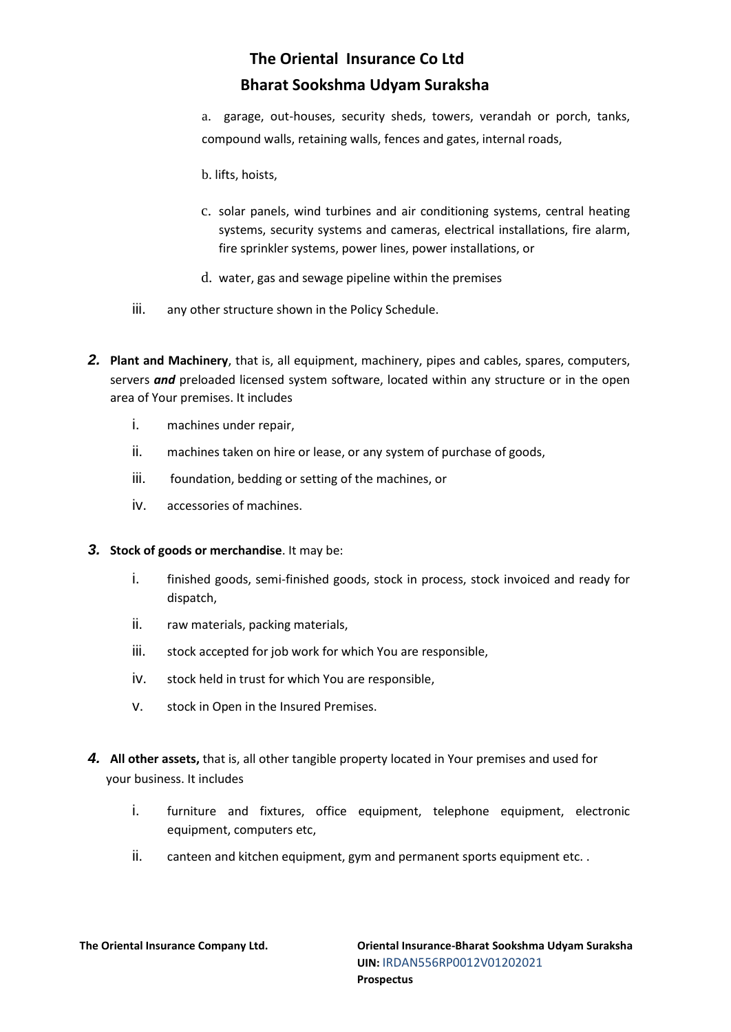a. garage, out-houses, security sheds, towers, verandah or porch, tanks, compound walls, retaining walls, fences and gates, internal roads,

b. lifts, hoists,

c. solar panels, wind turbines and air conditioning systems, central heating systems, security systems and cameras, electrical installations, fire alarm, fire sprinkler systems, power lines, power installations, or

d. water, gas and sewage pipeline within the premises

iii. any other structure shown in the Policy Schedule.

2. **Plant and Machinery**, that is, all equipment, machinery, pipes and cables, spares, computers, servers ***and*** preloaded licensed system software, located within any structure or in the open area of Your premises. It includes

   i. machines under repair,

   ii. machines taken on hire or lease, or any system of purchase of goods,

   iii. foundation, bedding or setting of the machines, or

   iv. accessories of machines.

3. **Stock of goods or merchandise**. It may be:

   i. finished goods, semi-finished goods, stock in process, stock invoiced and ready for dispatch,

   ii. raw materials, packing materials,

   iii. stock accepted for job work for which You are responsible,

   iv. stock held in trust for which You are responsible,

   v. stock in Open in the Insured Premises.

4. **All other assets,** that is, all other tangible property located in Your premises and used for your business. It includes

   i. furniture and fixtures, office equipment, telephone equipment, electronic equipment, computers etc,

   ii. canteen and kitchen equipment, gym and permanent sports equipment etc. .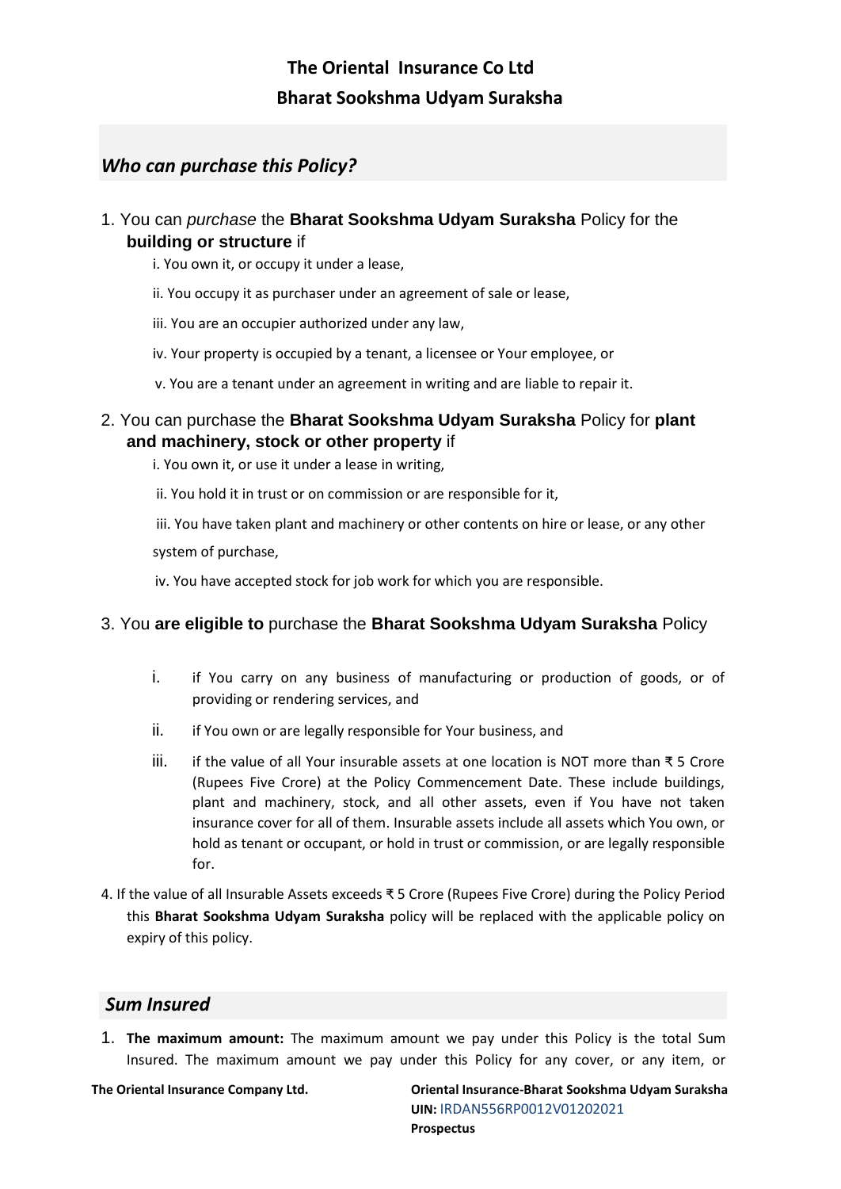## Who can purchase this Policy?

1. You can *purchase* the **Bharat Sookshma Udyam Suraksha** Policy for the **building or structure** if

   i. You own it, or occupy it under a lease,

   ii. You occupy it as purchaser under an agreement of sale or lease,

   iii. You are an occupier authorized under any law,

   iv. Your property is occupied by a tenant, a licensee or Your employee, or

   v. You are a tenant under an agreement in writing and are liable to repair it.

2. You can purchase the **Bharat Sookshma Udyam Suraksha** Policy for **plant and machinery, stock or other property** if

   i. You own it, or use it under a lease in writing,

   ii. You hold it in trust or on commission or are responsible for it,

   iii. You have taken plant and machinery or other contents on hire or lease, or any other system of purchase,

   iv. You have accepted stock for job work for which you are responsible.

3. You **are eligible to** purchase the **Bharat Sookshma Udyam Suraksha** Policy

   i. if You carry on any business of manufacturing or production of goods, or of providing or rendering services, and

   ii. if You own or are legally responsible for Your business, and

   iii. if the value of all Your insurable assets at one location is NOT more than ₹ 5 Crore (Rupees Five Crore) at the Policy Commencement Date. These include buildings, plant and machinery, stock, and all other assets, even if You have not taken insurance cover for all of them. Insurable assets include all assets which You own, or hold as tenant or occupant, or hold in trust or commission, or are legally responsible for.

4. If the value of all Insurable Assets exceeds ₹ 5 Crore (Rupees Five Crore) during the Policy Period this **Bharat Sookshma Udyam Suraksha** policy will be replaced with the applicable policy on expiry of this policy.

## Sum Insured

1. **The maximum amount:** The maximum amount we pay under this Policy is the total Sum Insured. The maximum amount we pay under this Policy for any cover, or any item, or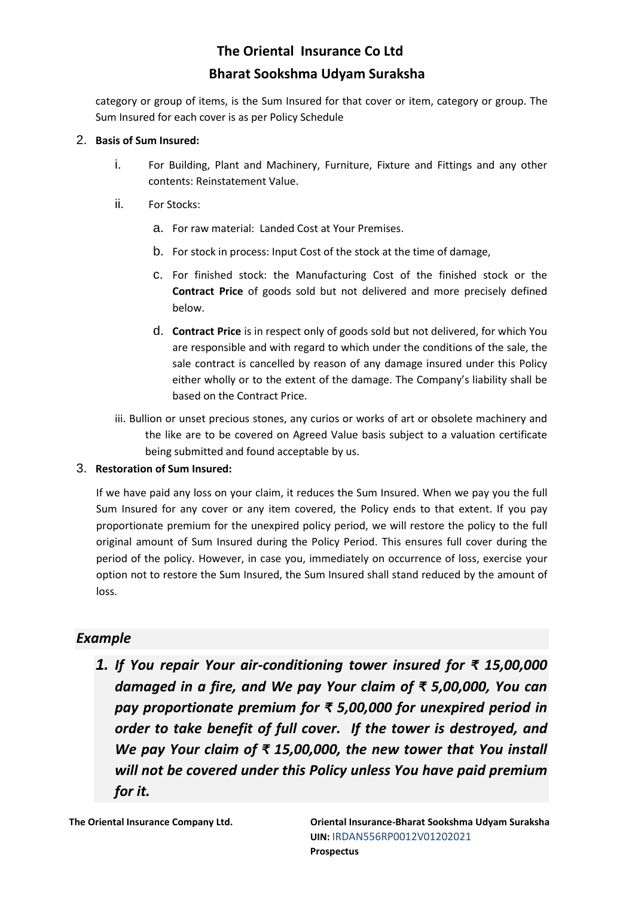category or group of items, is the Sum Insured for that cover or item, category or group. The Sum Insured for each cover is as per Policy Schedule

2. **Basis of Sum Insured:**

   i. For Building, Plant and Machinery, Furniture, Fixture and Fittings and any other contents: Reinstatement Value.

   ii. For Stocks:

      a. For raw material: Landed Cost at Your Premises.

      b. For stock in process: Input Cost of the stock at the time of damage,

      c. For finished stock: the Manufacturing Cost of the finished stock or the **Contract Price** of goods sold but not delivered and more precisely defined below.

      d. **Contract Price** is in respect only of goods sold but not delivered, for which You are responsible and with regard to which under the conditions of the sale, the sale contract is cancelled by reason of any damage insured under this Policy either wholly or to the extent of the damage. The Company's liability shall be based on the Contract Price.

   iii. Bullion or unset precious stones, any curios or works of art or obsolete machinery and the like are to be covered on Agreed Value basis subject to a valuation certificate being submitted and found acceptable by us.

3. **Restoration of Sum Insured:**

   If we have paid any loss on your claim, it reduces the Sum Insured. When we pay you the full Sum Insured for any cover or any item covered, the Policy ends to that extent. If you pay proportionate premium for the unexpired policy period, we will restore the policy to the full original amount of Sum Insured during the Policy Period. This ensures full cover during the period of the policy. However, in case you, immediately on occurrence of loss, exercise your option not to restore the Sum Insured, the Sum Insured shall stand reduced by the amount of loss.

## *Example*

1. ***If You repair Your air-conditioning tower insured for ₹ 15,00,000 damaged in a fire, and We pay Your claim of ₹ 5,00,000, You can pay proportionate premium for ₹ 5,00,000 for unexpired period in order to take benefit of full cover. If the tower is destroyed, and We pay Your claim of ₹ 15,00,000, the new tower that You install will not be covered under this Policy unless You have paid premium for it.***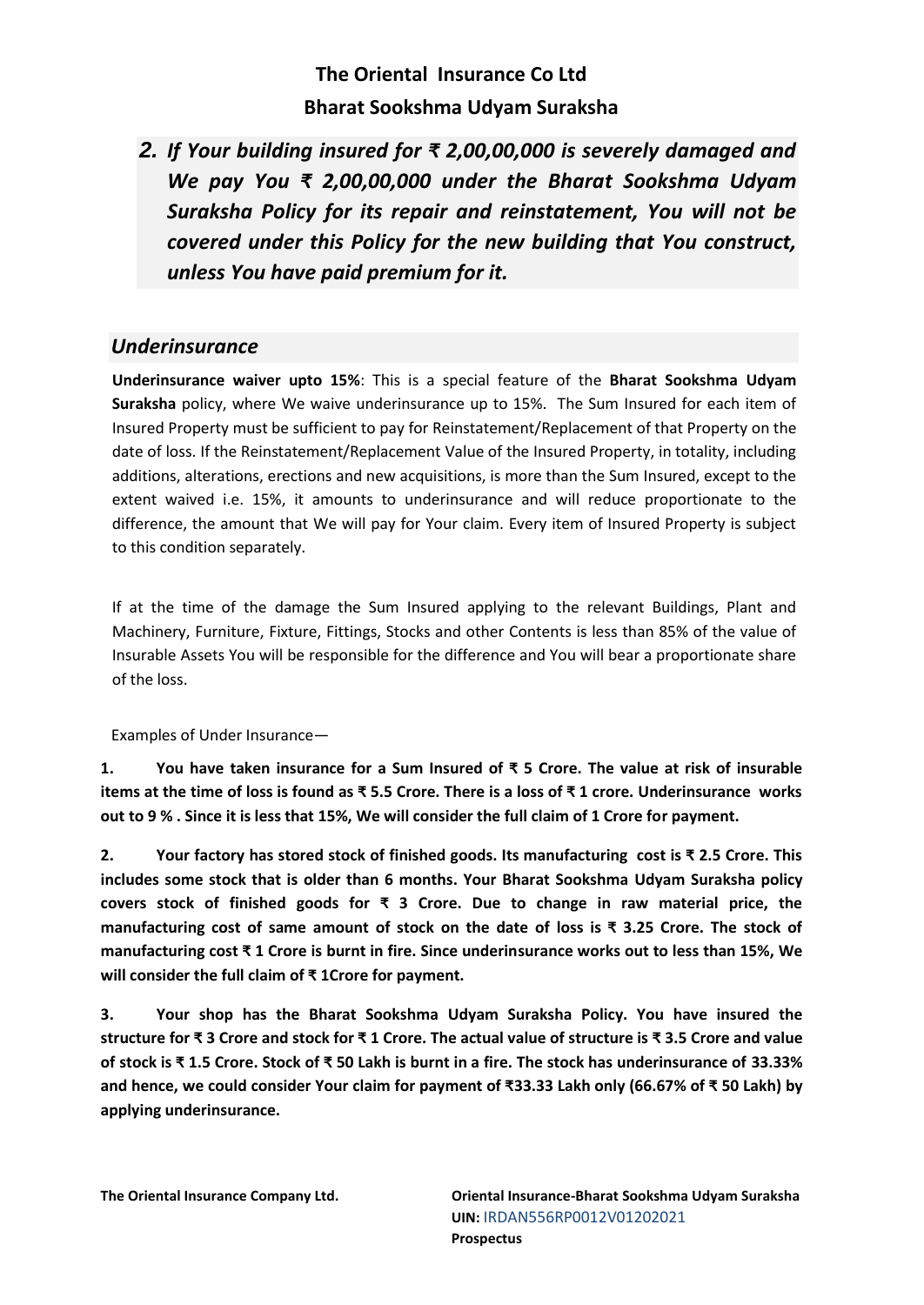*2. If Your building insured for ₹ 2,00,00,000 is severely damaged and We pay You ₹ 2,00,00,000 under the Bharat Sookshma Udyam Suraksha Policy for its repair and reinstatement, You will not be covered under this Policy for the new building that You construct, unless You have paid premium for it.*

## *Underinsurance*

**Underinsurance waiver upto 15%**: This is a special feature of the **Bharat Sookshma Udyam Suraksha** policy, where We waive underinsurance up to 15%. The Sum Insured for each item of Insured Property must be sufficient to pay for Reinstatement/Replacement of that Property on the date of loss. If the Reinstatement/Replacement Value of the Insured Property, in totality, including additions, alterations, erections and new acquisitions, is more than the Sum Insured, except to the extent waived i.e. 15%, it amounts to underinsurance and will reduce proportionate to the difference, the amount that We will pay for Your claim. Every item of Insured Property is subject to this condition separately.

If at the time of the damage the Sum Insured applying to the relevant Buildings, Plant and Machinery, Furniture, Fixture, Fittings, Stocks and other Contents is less than 85% of the value of Insurable Assets You will be responsible for the difference and You will bear a proportionate share of the loss.

Examples of Under Insurance—

**1. You have taken insurance for a Sum Insured of ₹ 5 Crore. The value at risk of insurable items at the time of loss is found as ₹ 5.5 Crore. There is a loss of ₹ 1 crore. Underinsurance works out to 9 % . Since it is less that 15%, We will consider the full claim of 1 Crore for payment.**

**2. Your factory has stored stock of finished goods. Its manufacturing cost is ₹ 2.5 Crore. This includes some stock that is older than 6 months. Your Bharat Sookshma Udyam Suraksha policy covers stock of finished goods for ₹ 3 Crore. Due to change in raw material price, the manufacturing cost of same amount of stock on the date of loss is ₹ 3.25 Crore. The stock of manufacturing cost ₹ 1 Crore is burnt in fire. Since underinsurance works out to less than 15%, We will consider the full claim of ₹ 1Crore for payment.**

**3. Your shop has the Bharat Sookshma Udyam Suraksha Policy. You have insured the structure for ₹ 3 Crore and stock for ₹ 1 Crore. The actual value of structure is ₹ 3.5 Crore and value of stock is ₹ 1.5 Crore. Stock of ₹ 50 Lakh is burnt in a fire. The stock has underinsurance of 33.33% and hence, we could consider Your claim for payment of ₹33.33 Lakh only (66.67% of ₹ 50 Lakh) by applying underinsurance.**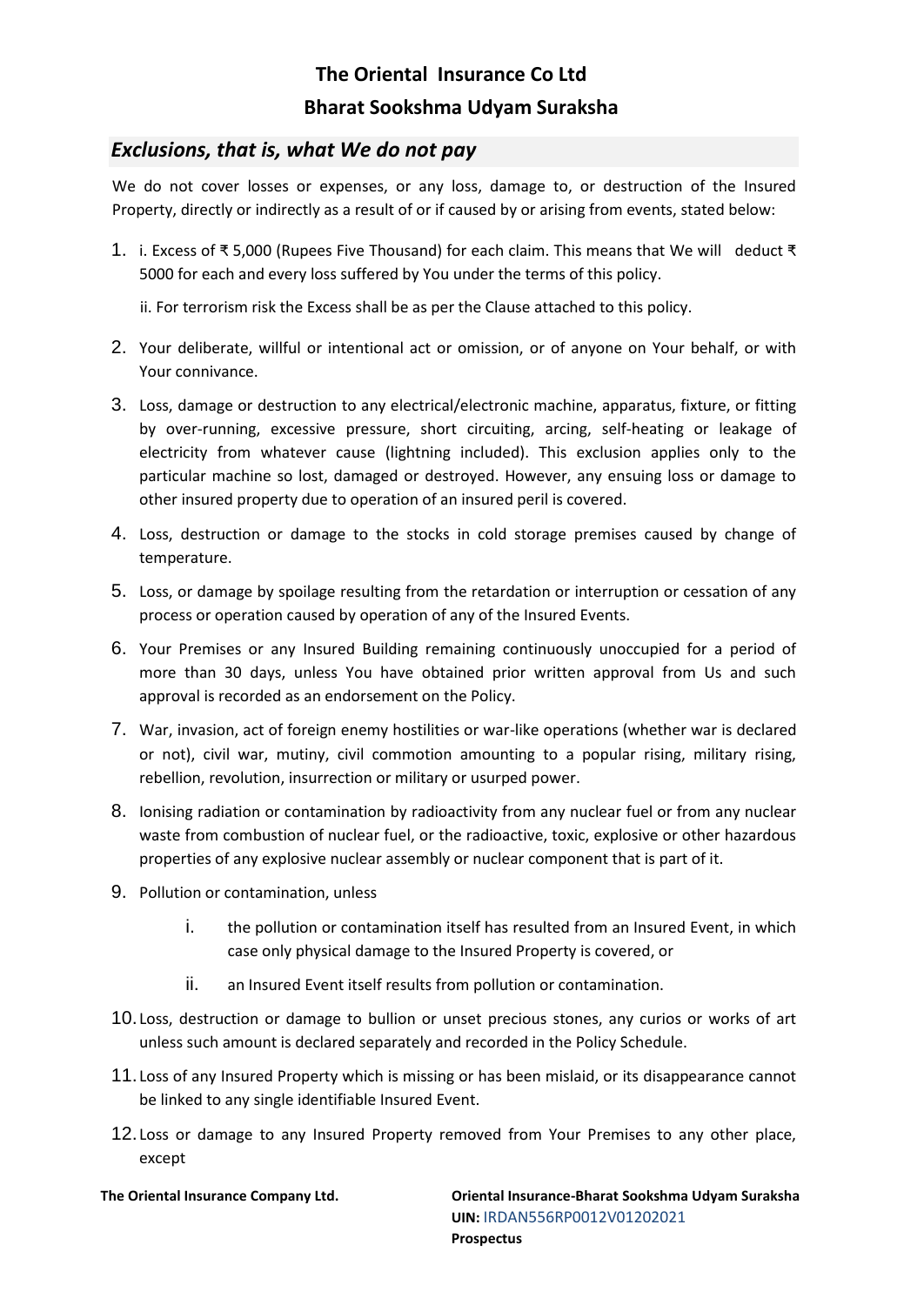## Exclusions, that is, what We do not pay

We do not cover losses or expenses, or any loss, damage to, or destruction of the Insured Property, directly or indirectly as a result of or if caused by or arising from events, stated below:

1. i. Excess of ₹ 5,000 (Rupees Five Thousand) for each claim. This means that We will deduct ₹ 5000 for each and every loss suffered by You under the terms of this policy.

   ii. For terrorism risk the Excess shall be as per the Clause attached to this policy.

2. Your deliberate, willful or intentional act or omission, or of anyone on Your behalf, or with Your connivance.

3. Loss, damage or destruction to any electrical/electronic machine, apparatus, fixture, or fitting by over-running, excessive pressure, short circuiting, arcing, self-heating or leakage of electricity from whatever cause (lightning included). This exclusion applies only to the particular machine so lost, damaged or destroyed. However, any ensuing loss or damage to other insured property due to operation of an insured peril is covered.

4. Loss, destruction or damage to the stocks in cold storage premises caused by change of temperature.

5. Loss, or damage by spoilage resulting from the retardation or interruption or cessation of any process or operation caused by operation of any of the Insured Events.

6. Your Premises or any Insured Building remaining continuously unoccupied for a period of more than 30 days, unless You have obtained prior written approval from Us and such approval is recorded as an endorsement on the Policy.

7. War, invasion, act of foreign enemy hostilities or war-like operations (whether war is declared or not), civil war, mutiny, civil commotion amounting to a popular rising, military rising, rebellion, revolution, insurrection or military or usurped power.

8. Ionising radiation or contamination by radioactivity from any nuclear fuel or from any nuclear waste from combustion of nuclear fuel, or the radioactive, toxic, explosive or other hazardous properties of any explosive nuclear assembly or nuclear component that is part of it.

9. Pollution or contamination, unless

   i. the pollution or contamination itself has resulted from an Insured Event, in which case only physical damage to the Insured Property is covered, or

   ii. an Insured Event itself results from pollution or contamination.

10. Loss, destruction or damage to bullion or unset precious stones, any curios or works of art unless such amount is declared separately and recorded in the Policy Schedule.

11. Loss of any Insured Property which is missing or has been mislaid, or its disappearance cannot be linked to any single identifiable Insured Event.

12. Loss or damage to any Insured Property removed from Your Premises to any other place, except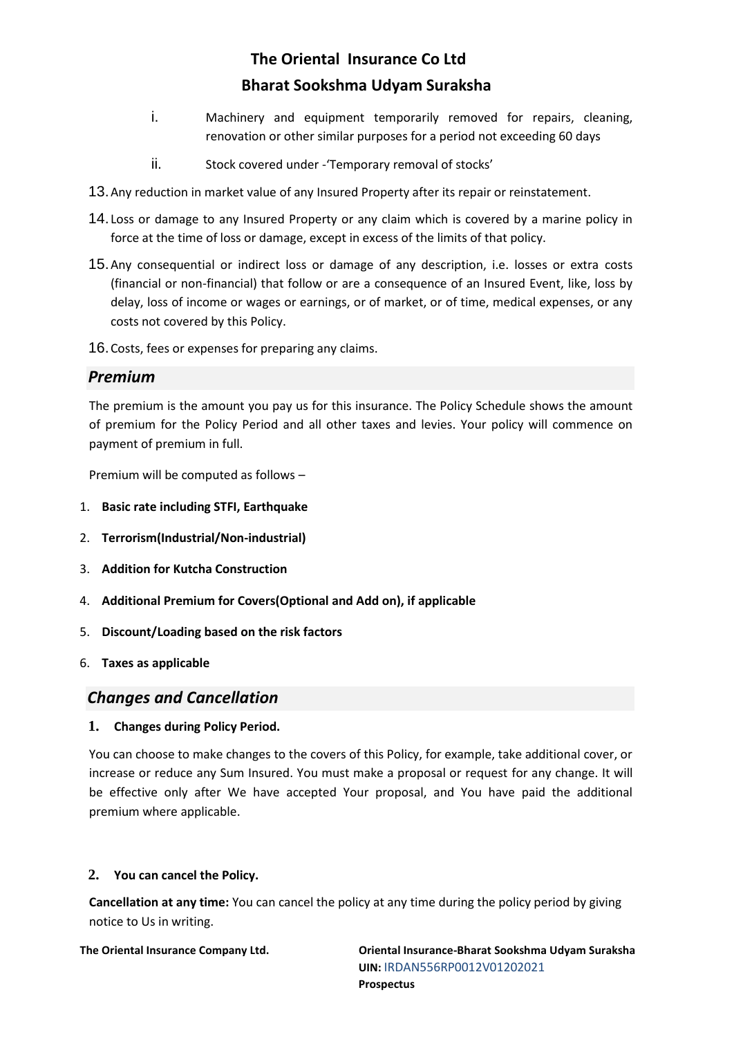i. Machinery and equipment temporarily removed for repairs, cleaning, renovation or other similar purposes for a period not exceeding 60 days

ii. Stock covered under -'Temporary removal of stocks'

13. Any reduction in market value of any Insured Property after its repair or reinstatement.

14. Loss or damage to any Insured Property or any claim which is covered by a marine policy in force at the time of loss or damage, except in excess of the limits of that policy.

15. Any consequential or indirect loss or damage of any description, i.e. losses or extra costs (financial or non-financial) that follow or are a consequence of an Insured Event, like, loss by delay, loss of income or wages or earnings, or of market, or of time, medical expenses, or any costs not covered by this Policy.

16. Costs, fees or expenses for preparing any claims.

## *Premium*

The premium is the amount you pay us for this insurance. The Policy Schedule shows the amount of premium for the Policy Period and all other taxes and levies. Your policy will commence on payment of premium in full.

Premium will be computed as follows –

1. **Basic rate including STFI, Earthquake**
2. **Terrorism(Industrial/Non-industrial)**
3. **Addition for Kutcha Construction**
4. **Additional Premium for Covers(Optional and Add on), if applicable**
5. **Discount/Loading based on the risk factors**
6. **Taxes as applicable**

## *Changes and Cancellation*

**1. Changes during Policy Period.**

You can choose to make changes to the covers of this Policy, for example, take additional cover, or increase or reduce any Sum Insured. You must make a proposal or request for any change. It will be effective only after We have accepted Your proposal, and You have paid the additional premium where applicable.

**2. You can cancel the Policy.**

**Cancellation at any time:** You can cancel the policy at any time during the policy period by giving notice to Us in writing.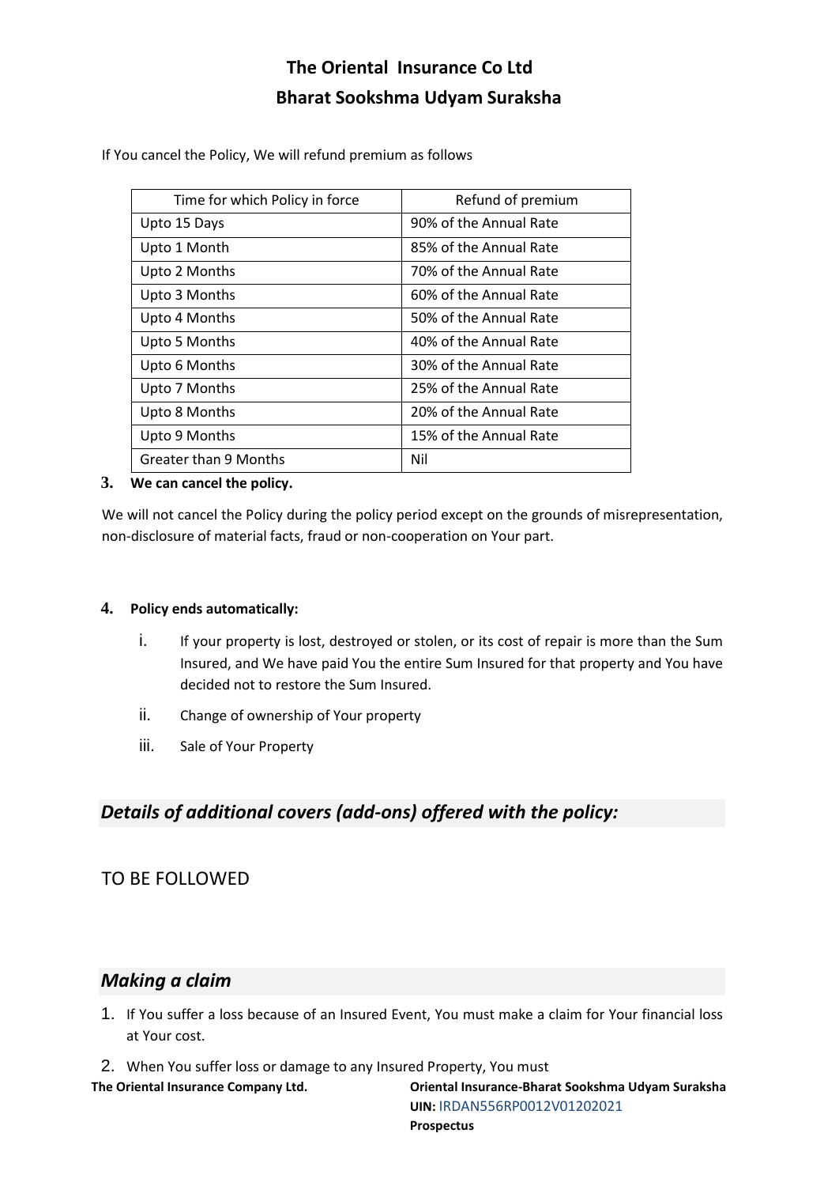If You cancel the Policy, We will refund premium as follows

| Time for which Policy in force | Refund of premium |
|---|---|
| Upto 15 Days | 90% of the Annual Rate |
| Upto 1 Month | 85% of the Annual Rate |
| Upto 2 Months | 70% of the Annual Rate |
| Upto 3 Months | 60% of the Annual Rate |
| Upto 4 Months | 50% of the Annual Rate |
| Upto 5 Months | 40% of the Annual Rate |
| Upto 6 Months | 30% of the Annual Rate |
| Upto 7 Months | 25% of the Annual Rate |
| Upto 8 Months | 20% of the Annual Rate |
| Upto 9 Months | 15% of the Annual Rate |
| Greater than 9 Months | Nil |

**3. We can cancel the policy.**

We will not cancel the Policy during the policy period except on the grounds of misrepresentation, non-disclosure of material facts, fraud or non-cooperation on Your part.

**4. Policy ends automatically:**

i. If your property is lost, destroyed or stolen, or its cost of repair is more than the Sum Insured, and We have paid You the entire Sum Insured for that property and You have decided not to restore the Sum Insured.

ii. Change of ownership of Your property

iii. Sale of Your Property

## *Details of additional covers (add-ons) offered with the policy:*

TO BE FOLLOWED

## *Making a claim*

1. If You suffer a loss because of an Insured Event, You must make a claim for Your financial loss at Your cost.
2. When You suffer loss or damage to any Insured Property, You must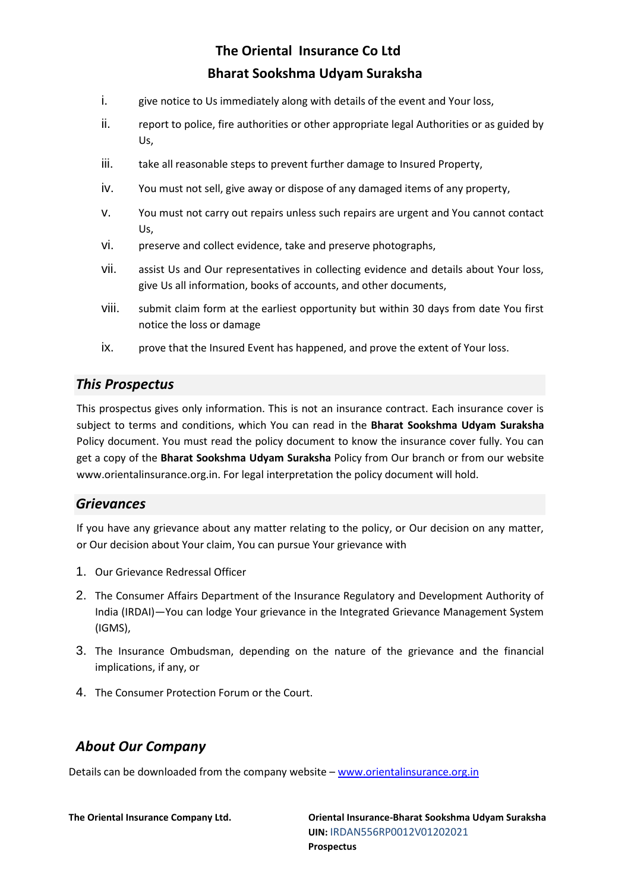i. give notice to Us immediately along with details of the event and Your loss,

ii. report to police, fire authorities or other appropriate legal Authorities or as guided by Us,

iii. take all reasonable steps to prevent further damage to Insured Property,

iv. You must not sell, give away or dispose of any damaged items of any property,

v. You must not carry out repairs unless such repairs are urgent and You cannot contact Us,

vi. preserve and collect evidence, take and preserve photographs,

vii. assist Us and Our representatives in collecting evidence and details about Your loss, give Us all information, books of accounts, and other documents,

viii. submit claim form at the earliest opportunity but within 30 days from date You first notice the loss or damage

ix. prove that the Insured Event has happened, and prove the extent of Your loss.

## *This Prospectus*

This prospectus gives only information. This is not an insurance contract. Each insurance cover is subject to terms and conditions, which You can read in the **Bharat Sookshma Udyam Suraksha** Policy document. You must read the policy document to know the insurance cover fully. You can get a copy of the **Bharat Sookshma Udyam Suraksha** Policy from Our branch or from our website www.orientalinsurance.org.in. For legal interpretation the policy document will hold.

## *Grievances*

If you have any grievance about any matter relating to the policy, or Our decision on any matter, or Our decision about Your claim, You can pursue Your grievance with

1. Our Grievance Redressal Officer
2. The Consumer Affairs Department of the Insurance Regulatory and Development Authority of India (IRDAI)—You can lodge Your grievance in the Integrated Grievance Management System (IGMS),
3. The Insurance Ombudsman, depending on the nature of the grievance and the financial implications, if any, or
4. The Consumer Protection Forum or the Court.

## *About Our Company*

Details can be downloaded from the company website – www.orientalinsurance.org.in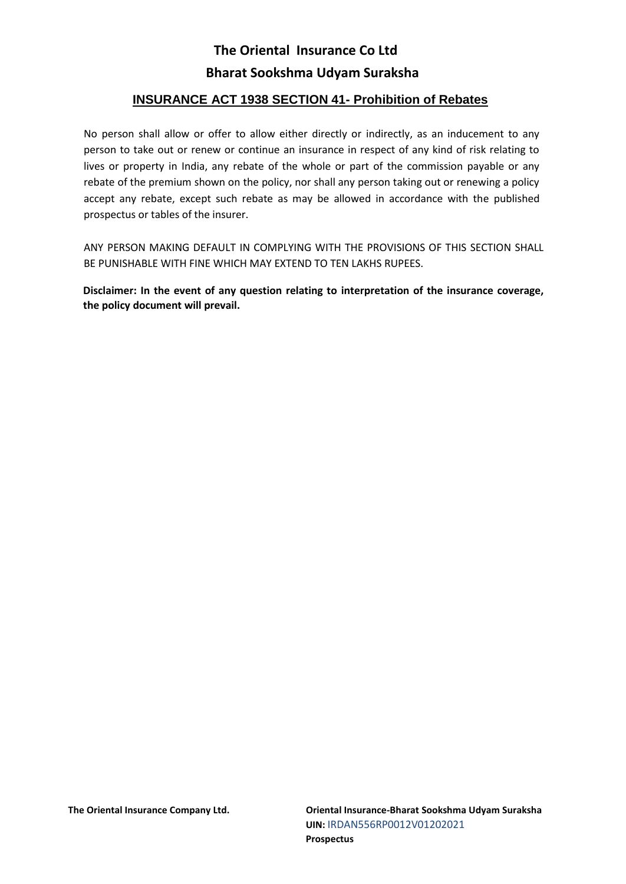# The Oriental Insurance Co Ltd

# Bharat Sookshma Udyam Suraksha

## INSURANCE ACT 1938 SECTION 41- Prohibition of Rebates

No person shall allow or offer to allow either directly or indirectly, as an inducement to any person to take out or renew or continue an insurance in respect of any kind of risk relating to lives or property in India, any rebate of the whole or part of the commission payable or any rebate of the premium shown on the policy, nor shall any person taking out or renewing a policy accept any rebate, except such rebate as may be allowed in accordance with the published prospectus or tables of the insurer.

ANY PERSON MAKING DEFAULT IN COMPLYING WITH THE PROVISIONS OF THIS SECTION SHALL BE PUNISHABLE WITH FINE WHICH MAY EXTEND TO TEN LAKHS RUPEES.

**Disclaimer: In the event of any question relating to interpretation of the insurance coverage, the policy document will prevail.**